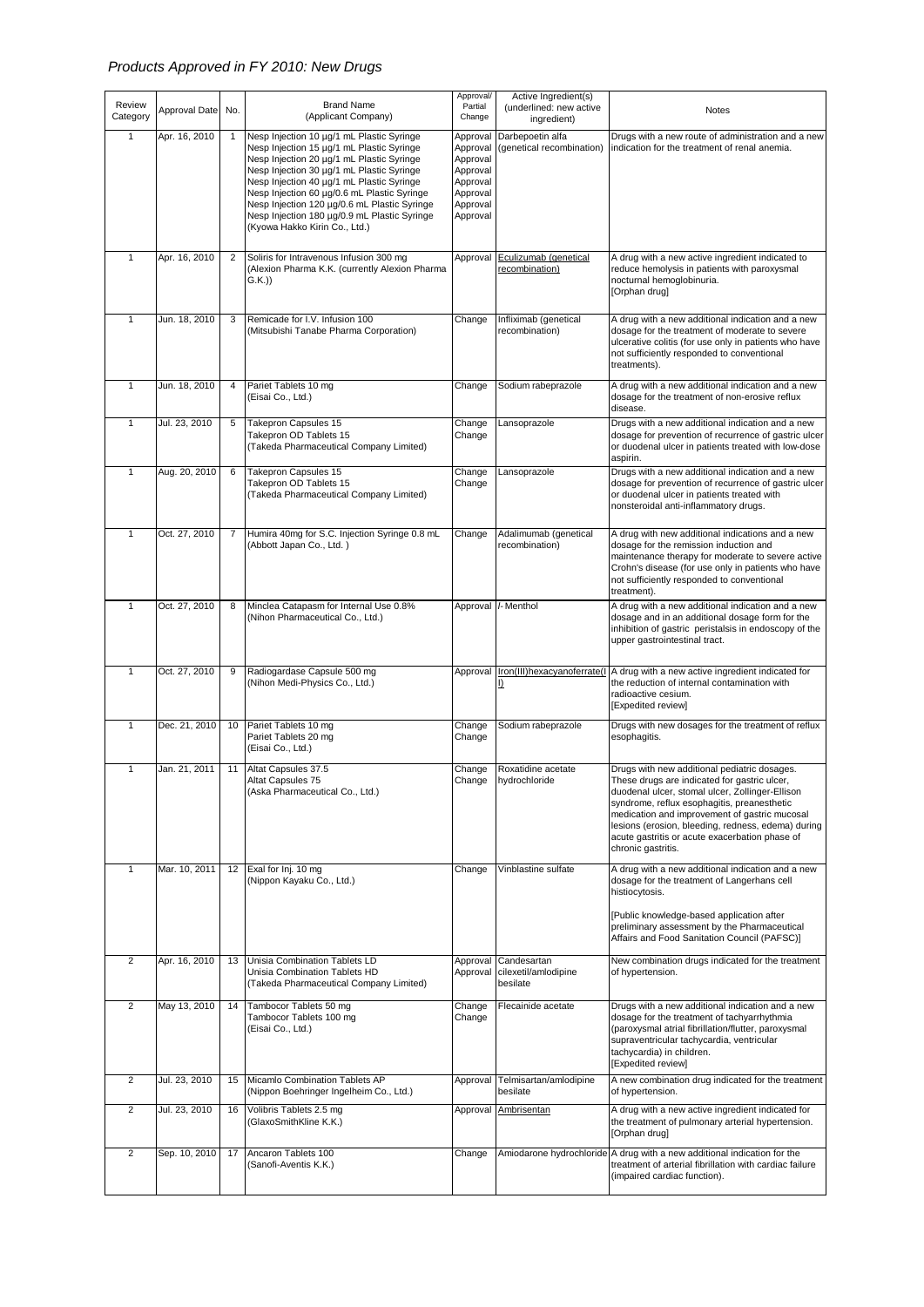# *Products Approved in FY 2010: New Drugs*

| Review Category | Approval Date | No. | Brand Name (Applicant Company) | Approval/ Partial Change | Active Ingredient(s) (underlined: new active ingredient) | Notes |
|---|---|---|---|---|---|---|
| 1 | Apr. 16, 2010 | 1 | Nesp Injection 10 µg/1 mL Plastic Syringe<br>Nesp Injection 15 µg/1 mL Plastic Syringe<br>Nesp Injection 20 µg/1 mL Plastic Syringe<br>Nesp Injection 30 µg/1 mL Plastic Syringe<br>Nesp Injection 40 µg/1 mL Plastic Syringe<br>Nesp Injection 60 µg/0.6 mL Plastic Syringe<br>Nesp Injection 120 µg/0.6 mL Plastic Syringe<br>Nesp Injection 180 µg/0.9 mL Plastic Syringe<br>(Kyowa Hakko Kirin Co., Ltd.) | Approval<br>Approval<br>Approval<br>Approval<br>Approval<br>Approval<br>Approval<br>Approval | Darbepoetin alfa (genetical recombination) | Drugs with a new route of administration and a new indication for the treatment of renal anemia. |
| 1 | Apr. 16, 2010 | 2 | Soliris for Intravenous Infusion 300 mg<br>(Alexion Pharma K.K. (currently Alexion Pharma G.K.)) | Approval | <u>Eculizumab (genetical recombination)</u> | A drug with a new active ingredient indicated to reduce hemolysis in patients with paroxysmal nocturnal hemoglobinuria.<br>[Orphan drug] |
| 1 | Jun. 18, 2010 | 3 | Remicade for I.V. Infusion 100<br>(Mitsubishi Tanabe Pharma Corporation) | Change | Infliximab (genetical recombination) | A drug with a new additional indication and a new dosage for the treatment of moderate to severe ulcerative colitis (for use only in patients who have not sufficiently responded to conventional treatments). |
| 1 | Jun. 18, 2010 | 4 | Pariet Tablets 10 mg<br>(Eisai Co., Ltd.) | Change | Sodium rabeprazole | A drug with a new additional indication and a new dosage for the treatment of non-erosive reflux disease. |
| 1 | Jul. 23, 2010 | 5 | Takepron Capsules 15<br>Takepron OD Tablets 15<br>(Takeda Pharmaceutical Company Limited) | Change<br>Change | Lansoprazole | Drugs with a new additional indication and a new dosage for prevention of recurrence of gastric ulcer or duodenal ulcer in patients treated with low-dose aspirin. |
| 1 | Aug. 20, 2010 | 6 | Takepron Capsules 15<br>Takepron OD Tablets 15<br>(Takeda Pharmaceutical Company Limited) | Change<br>Change | Lansoprazole | Drugs with a new additional indication and a new dosage for prevention of recurrence of gastric ulcer or duodenal ulcer in patients treated with nonsteroidal anti-inflammatory drugs. |
| 1 | Oct. 27, 2010 | 7 | Humira 40mg for S.C. Injection Syringe 0.8 mL<br>(Abbott Japan Co., Ltd. ) | Change | Adalimumab (genetical recombination) | A drug with new additional indications and a new dosage for the remission induction and maintenance therapy for moderate to severe active Crohn's disease (for use only in patients who have not sufficiently responded to conventional treatment). |
| 1 | Oct. 27, 2010 | 8 | Minclea Catapasm for Internal Use 0.8%<br>(Nihon Pharmaceutical Co., Ltd.) | Approval | *l*- Menthol | A drug with a new additional indication and a new dosage and in an additional dosage form for the inhibition of gastric peristalsis in endoscopy of the upper gastrointestinal tract. |
| 1 | Oct. 27, 2010 | 9 | Radiogardase Capsule 500 mg<br>(Nihon Medi-Physics Co., Ltd.) | Approval | <u>Iron(III)hexacyanoferrate(II)</u> | A drug with a new active ingredient indicated for the reduction of internal contamination with radioactive cesium.<br>[Expedited review] |
| 1 | Dec. 21, 2010 | 10 | Pariet Tablets 10 mg<br>Pariet Tablets 20 mg<br>(Eisai Co., Ltd.) | Change<br>Change | Sodium rabeprazole | Drugs with new dosages for the treatment of reflux esophagitis. |
| 1 | Jan. 21, 2011 | 11 | Altat Capsules 37.5<br>Altat Capsules 75<br>(Aska Pharmaceutical Co., Ltd.) | Change<br>Change | Roxatidine acetate hydrochloride | Drugs with new additional pediatric dosages. These drugs are indicated for gastric ulcer, duodenal ulcer, stomal ulcer, Zollinger-Ellison syndrome, reflux esophagitis, preanesthetic medication and improvement of gastric mucosal lesions (erosion, bleeding, redness, edema) during acute gastritis or acute exacerbation phase of chronic gastritis. |
| 1 | Mar. 10, 2011 | 12 | Exal for Inj. 10 mg<br>(Nippon Kayaku Co., Ltd.) | Change | Vinblastine sulfate | A drug with a new additional indication and a new dosage for the treatment of Langerhans cell histiocytosis.<br><br>[Public knowledge-based application after preliminary assessment by the Pharmaceutical Affairs and Food Sanitation Council (PAFSC)] |
| 2 | Apr. 16, 2010 | 13 | Unisia Combination Tablets LD<br>Unisia Combination Tablets HD<br>(Takeda Pharmaceutical Company Limited) | Approval<br>Approval | Candesartan cilexetil/amlodipine besilate | New combination drugs indicated for the treatment of hypertension. |
| 2 | May 13, 2010 | 14 | Tambocor Tablets 50 mg<br>Tambocor Tablets 100 mg<br>(Eisai Co., Ltd.) | Change<br>Change | Flecainide acetate | Drugs with a new additional indication and a new dosage for the treatment of tachyarrhythmia (paroxysmal atrial fibrillation/flutter, paroxysmal supraventricular tachycardia, ventricular tachycardia) in children.<br>[Expedited review] |
| 2 | Jul. 23, 2010 | 15 | Micamlo Combination Tablets AP<br>(Nippon Boehringer Ingelheim Co., Ltd.) | Approval | Telmisartan/amlodipine besilate | A new combination drug indicated for the treatment of hypertension. |
| 2 | Jul. 23, 2010 | 16 | Volibris Tablets 2.5 mg<br>(GlaxoSmithKline K.K.) | Approval | <u>Ambrisentan</u> | A drug with a new active ingredient indicated for the treatment of pulmonary arterial hypertension.<br>[Orphan drug] |
| 2 | Sep. 10, 2010 | 17 | Ancaron Tablets 100<br>(Sanofi-Aventis K.K.) | Change | Amiodarone hydrochloride | A drug with a new additional indication for the treatment of arterial fibrillation with cardiac failure (impaired cardiac function). |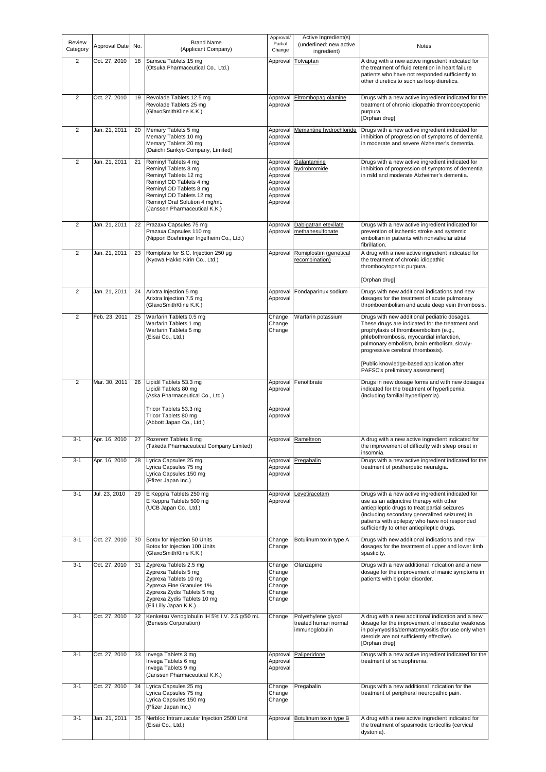| Review Category | Approval Date | No. | Brand Name (Applicant Company) | Approval/ Partial Change | Active Ingredient(s) (underlined: new active ingredient) | Notes |
|---|---|---|---|---|---|---|
| 2 | Oct. 27, 2010 | 18 | Samsca Tablets 15 mg (Otsuka Pharmaceutical Co., Ltd.) | Approval | Tolvaptan | A drug with a new active ingredient indicated for the treatment of fluid retention in heart failure patients who have not responded sufficiently to other diuretics to such as loop diuretics. |
| 2 | Oct. 27, 2010 | 19 | Revolade Tablets 12.5 mg<br>Revolade Tablets 25 mg<br>(GlaxoSmithKline K.K.) | Approval<br>Approval | Eltrombopag olamine | Drugs with a new active ingredient indicated for the treatment of chronic idiopathic thrombocytopenic purpura.<br>[Orphan drug] |
| 2 | Jan. 21, 2011 | 20 | Memary Tablets 5 mg<br>Memary Tablets 10 mg<br>Memary Tablets 20 mg<br>(Daiichi Sankyo Company, Limited) | Approval<br>Approval<br>Approval | Memantine hydrochloride | Drugs with a new active ingredient indicated for inhibition of progression of symptoms of dementia in moderate and severe Alzheimer's dementia. |
| 2 | Jan. 21, 2011 | 21 | Reminyl Tablets 4 mg<br>Reminyl Tablets 8 mg<br>Reminyl Tablets 12 mg<br>Reminyl OD Tablets 4 mg<br>Reminyl OD Tablets 8 mg<br>Reminyl OD Tablets 12 mg<br>Reminyl Oral Solution 4 mg/mL<br>(Janssen Pharmaceutical K.K.) | Approval<br>Approval<br>Approval<br>Approval<br>Approval<br>Approval<br>Approval | Galantamine hydrobromide | Drugs with a new active ingredient indicated for inhibition of progression of symptoms of dementia in mild and moderate Alzheimer's dementia. |
| 2 | Jan. 21, 2011 | 22 | Prazaxa Capsules 75 mg<br>Prazaxa Capsules 110 mg<br>(Nippon Boehringer Ingelheim Co., Ltd.) | Approval<br>Approval | Dabigatran etexilate methanesulfonate | Drugs with a new active ingredient indicated for prevention of ischemic stroke and systemic embolism in patients with nonvalvular atrial fibrillation. |
| 2 | Jan. 21, 2011 | 23 | Romiplate for S.C. Injection 250 µg (Kyowa Hakko Kirin Co., Ltd.) | Approval | Romiplostim (genetical recombination) | A drug with a new active ingredient indicated for the treatment of chronic idiopathic thrombocytopenic purpura.<br>[Orphan drug] |
| 2 | Jan. 21, 2011 | 24 | Arixtra Injection 5 mg<br>Arixtra Injection 7.5 mg<br>(GlaxoSmithKline K.K.) | Approval<br>Approval | Fondaparinux sodium | Drugs with new additional indications and new dosages for the treatment of acute pulmonary thromboembolism and acute deep vein thrombosis. |
| 2 | Feb. 23, 2011 | 25 | Warfarin Tablets 0.5 mg<br>Warfarin Tablets 1 mg<br>Warfarin Tablets 5 mg<br>(Eisai Co., Ltd.) | Change<br>Change<br>Change | Warfarin potassium | Drugs with new additional pediatric dosages. These drugs are indicated for the treatment and prophylaxis of thromboembolism (e.g., phlebothrombosis, myocardial infarction, pulmonary embolism, brain embolism, slowly-progressive cerebral thrombosis).<br>[Public knowledge-based application after PAFSC's preliminary assessment] |
| 2 | Mar. 30, 2011 | 26 | Lipidil Tablets 53.3 mg<br>Lipidil Tablets 80 mg<br>(Aska Pharmaceutical Co., Ltd.)<br>Tricor Tablets 53.3 mg<br>Tricor Tablets 80 mg<br>(Abbott Japan Co., Ltd.) | Approval<br>Approval<br>Approval<br>Approval | Fenofibrate | Drugs in new dosage forms and with new dosages indicated for the treatment of hyperlipemia (including familial hyperlipemia). |
| 3-1 | Apr. 16, 2010 | 27 | Rozerem Tablets 8 mg (Takeda Pharmaceutical Company Limited) | Approval | Ramelteon | A drug with a new active ingredient indicated for the improvement of difficulty with sleep onset in insomnia. |
| 3-1 | Apr. 16, 2010 | 28 | Lyrica Capsules 25 mg<br>Lyrica Capsules 75 mg<br>Lyrica Capsules 150 mg<br>(Pfizer Japan Inc.) | Approval<br>Approval<br>Approval | Pregabalin | Drugs with a new active ingredient indicated for the treatment of postherpetic neuralgia. |
| 3-1 | Jul. 23, 2010 | 29 | E Keppra Tablets 250 mg<br>E Keppra Tablets 500 mg<br>(UCB Japan Co., Ltd.) | Approval<br>Approval | Levetiracetam | Drugs with a new active ingredient indicated for use as an adjunctive therapy with other antiepileptic drugs to treat partial seizures (including secondary generalized seizures) in patients with epilepsy who have not responded sufficiently to other antiepileptic drugs. |
| 3-1 | Oct. 27, 2010 | 30 | Botox for Injection 50 Units<br>Botox for Injection 100 Units<br>(GlaxoSmithKline K.K.) | Change<br>Change | Botulinum toxin type A | Drugs with new additional indications and new dosages for the treatment of upper and lower limb spasticity. |
| 3-1 | Oct. 27, 2010 | 31 | Zyprexa Tablets 2.5 mg<br>Zyprexa Tablets 5 mg<br>Zyprexa Tablets 10 mg<br>Zyprexa Fine Granules 1%<br>Zyprexa Zydis Tablets 5 mg<br>Zyprexa Zydis Tablets 10 mg<br>(Eli Lilly Japan K.K.) | Change<br>Change<br>Change<br>Change<br>Change<br>Change | Olanzapine | Drugs with a new additional indication and a new dosage for the improvement of manic symptoms in patients with bipolar disorder. |
| 3-1 | Oct. 27, 2010 | 32 | Kenketsu Venoglobulin IH 5% I.V. 2.5 g/50 mL (Benesis Corporation) | Change | Polyethylene glycol treated human normal immunoglobulin | A drug with a new additional indication and a new dosage for the improvement of muscular weakness in polymyositis/dermatomyositis (for use only when steroids are not sufficiently effective).<br>[Orphan drug] |
| 3-1 | Oct. 27, 2010 | 33 | Invega Tablets 3 mg<br>Invega Tablets 6 mg<br>Invega Tablets 9 mg<br>(Janssen Pharmaceutical K.K.) | Approval<br>Approval<br>Approval | Paliperidone | Drugs with a new active ingredient indicated for the treatment of schizophrenia. |
| 3-1 | Oct. 27, 2010 | 34 | Lyrica Capsules 25 mg<br>Lyrica Capsules 75 mg<br>Lyrica Capsules 150 mg<br>(Pfizer Japan Inc.) | Change<br>Change<br>Change | Pregabalin | Drugs with a new additional indication for the treatment of peripheral neuropathic pain. |
| 3-1 | Jan. 21, 2011 | 35 | Nerbloc Intramuscular Injection 2500 Unit (Eisai Co., Ltd.) | Approval | Botulinum toxin type B | A drug with a new active ingredient indicated for the treatment of spasmodic torticollis (cervical dystonia). |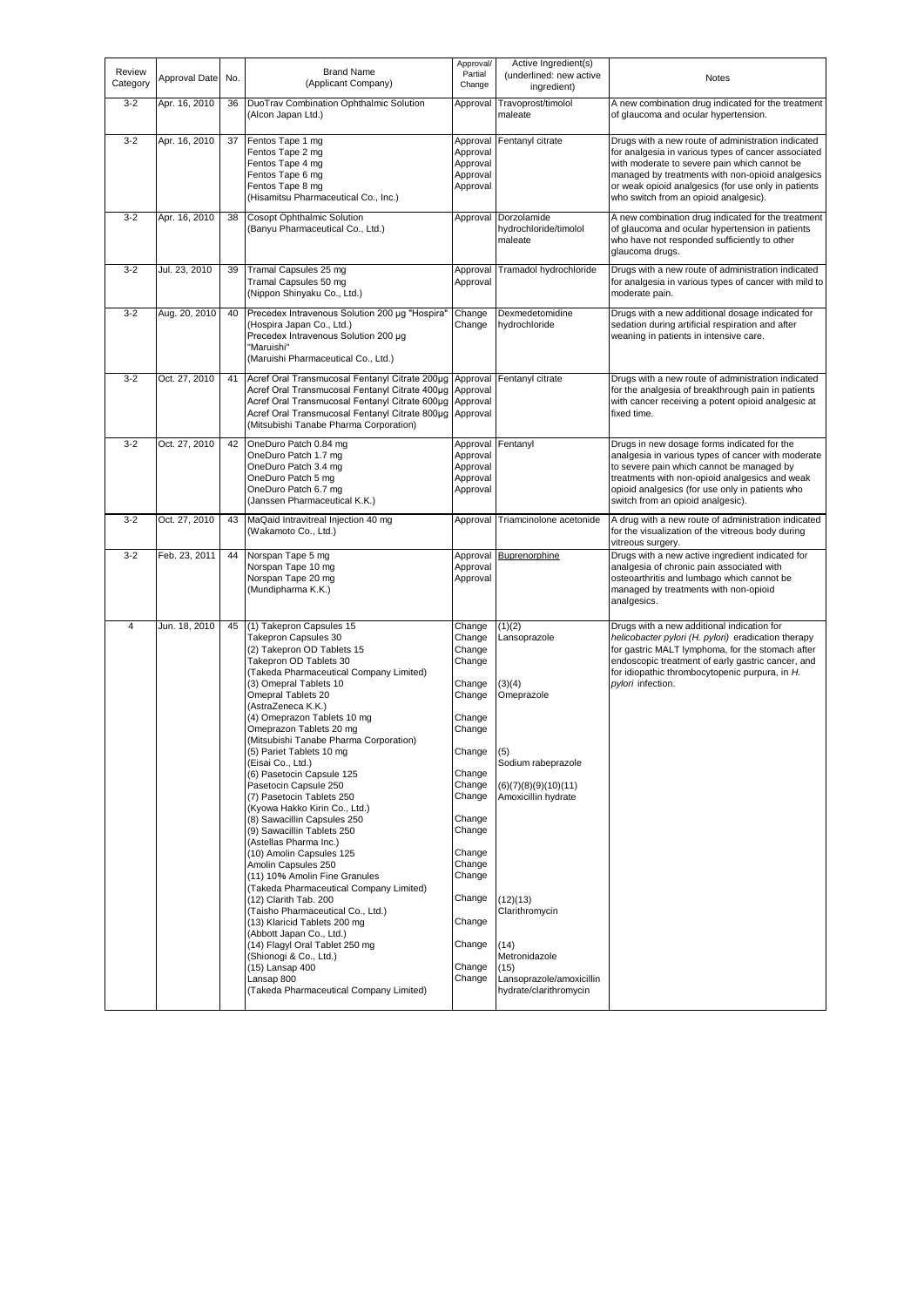| Review Category | Approval Date | No. | Brand Name (Applicant Company) | Approval/ Partial Change | Active Ingredient(s) (underlined: new active ingredient) | Notes |
| --- | --- | --- | --- | --- | --- | --- |
| 3-2 | Apr. 16, 2010 | 36 | DuoTrav Combination Ophthalmic Solution (Alcon Japan Ltd.) | Approval | Travoprost/timolol maleate | A new combination drug indicated for the treatment of glaucoma and ocular hypertension. |
| 3-2 | Apr. 16, 2010 | 37 | Fentos Tape 1 mg<br>Fentos Tape 2 mg<br>Fentos Tape 4 mg<br>Fentos Tape 6 mg<br>Fentos Tape 8 mg<br>(Hisamitsu Pharmaceutical Co., Inc.) | Approval<br>Approval<br>Approval<br>Approval<br>Approval | Fentanyl citrate | Drugs with a new route of administration indicated for analgesia in various types of cancer associated with moderate to severe pain which cannot be managed by treatments with non-opioid analgesics or weak opioid analgesics (for use only in patients who switch from an opioid analgesic). |
| 3-2 | Apr. 16, 2010 | 38 | Cosopt Ophthalmic Solution (Banyu Pharmaceutical Co., Ltd.) | Approval | Dorzolamide hydrochloride/timolol maleate | A new combination drug indicated for the treatment of glaucoma and ocular hypertension in patients who have not responded sufficiently to other glaucoma drugs. |
| 3-2 | Jul. 23, 2010 | 39 | Tramal Capsules 25 mg<br>Tramal Capsules 50 mg<br>(Nippon Shinyaku Co., Ltd.) | Approval<br>Approval | Tramadol hydrochloride | Drugs with a new route of administration indicated for analgesia in various types of cancer with mild to moderate pain. |
| 3-2 | Aug. 20, 2010 | 40 | Precedex Intravenous Solution 200 µg "Hospira" (Hospira Japan Co., Ltd.)<br>Precedex Intravenous Solution 200 µg "Maruishi" (Maruishi Pharmaceutical Co., Ltd.) | Change<br>Change | Dexmedetomidine hydrochloride | Drugs with a new additional dosage indicated for sedation during artificial respiration and after weaning in patients in intensive care. |
| 3-2 | Oct. 27, 2010 | 41 | Acref Oral Transmucosal Fentanyl Citrate 200µg<br>Acref Oral Transmucosal Fentanyl Citrate 400µg<br>Acref Oral Transmucosal Fentanyl Citrate 600µg<br>Acref Oral Transmucosal Fentanyl Citrate 800µg<br>(Mitsubishi Tanabe Pharma Corporation) | Approval<br>Approval<br>Approval<br>Approval | Fentanyl citrate | Drugs with a new route of administration indicated for the analgesia of breakthrough pain in patients with cancer receiving a potent opioid analgesic at fixed time. |
| 3-2 | Oct. 27, 2010 | 42 | OneDuro Patch 0.84 mg<br>OneDuro Patch 1.7 mg<br>OneDuro Patch 3.4 mg<br>OneDuro Patch 5 mg<br>OneDuro Patch 6.7 mg<br>(Janssen Pharmaceutical K.K.) | Approval<br>Approval<br>Approval<br>Approval<br>Approval | Fentanyl | Drugs in new dosage forms indicated for the analgesia in various types of cancer with moderate to severe pain which cannot be managed by treatments with non-opioid analgesics and weak opioid analgesics (for use only in patients who switch from an opioid analgesic). |
| 3-2 | Oct. 27, 2010 | 43 | MaQaid Intravitreal Injection 40 mg (Wakamoto Co., Ltd.) | Approval | Triamcinolone acetonide | A drug with a new route of administration indicated for the visualization of the vitreous body during vitreous surgery. |
| 3-2 | Feb. 23, 2011 | 44 | Norspan Tape 5 mg<br>Norspan Tape 10 mg<br>Norspan Tape 20 mg<br>(Mundipharma K.K.) | Approval<br>Approval<br>Approval | <u>Buprenorphine</u> | Drugs with a new active ingredient indicated for analgesia of chronic pain associated with osteoarthritis and lumbago which cannot be managed by treatments with non-opioid analgesics. |
| 4 | Jun. 18, 2010 | 45 | (1) Takepron Capsules 15<br>Takepron Capsules 30<br>(2) Takepron OD Tablets 15<br>Takepron OD Tablets 30<br>(Takeda Pharmaceutical Company Limited)<br>(3) Omepral Tablets 10<br>Omepral Tablets 20<br>(AstraZeneca K.K.)<br>(4) Omeprazon Tablets 10 mg<br>Omeprazon Tablets 20 mg<br>(Mitsubishi Tanabe Pharma Corporation)<br>(5) Pariet Tablets 10 mg<br>(Eisai Co., Ltd.)<br>(6) Pasetocin Capsule 125<br>Pasetocin Capsule 250<br>(7) Pasetocin Tablets 250<br>(Kyowa Hakko Kirin Co., Ltd.)<br>(8) Sawacillin Capsules 250<br>(9) Sawacillin Tablets 250<br>(Astellas Pharma Inc.)<br>(10) Amolin Capsules 125<br>Amolin Capsules 250<br>(11) 10% Amolin Fine Granules<br>(Takeda Pharmaceutical Company Limited)<br>(12) Clarith Tab. 200<br>(Taisho Pharmaceutical Co., Ltd.)<br>(13) Klaricid Tablets 200 mg<br>(Abbott Japan Co., Ltd.)<br>(14) Flagyl Oral Tablet 250 mg<br>(Shionogi & Co., Ltd.)<br>(15) Lansap 400<br>Lansap 800<br>(Takeda Pharmaceutical Company Limited) | Change<br>Change<br>Change<br>Change<br>Change<br>Change<br>Change<br>Change<br>Change<br>Change<br>Change<br>Change<br>Change<br>Change<br>Change<br>Change<br>Change<br>Change<br>Change<br>Change<br>Change<br>Change | (1)(2)<br>Lansoprazole<br>(3)(4)<br>Omeprazole<br>(5)<br>Sodium rabeprazole<br>(6)(7)(8)(9)(10)(11)<br>Amoxicillin hydrate<br>(12)(13)<br>Clarithromycin<br>(14)<br>Metronidazole<br>(15)<br>Lansoprazole/amoxicillin hydrate/clarithromycin | Drugs with a new additional indication for *helicobacter pylori (H. pylori)* eradication therapy for gastric MALT lymphoma, for the stomach after endoscopic treatment of early gastric cancer, and for idiopathic thrombocytopenic purpura, in *H. pylori* infection. |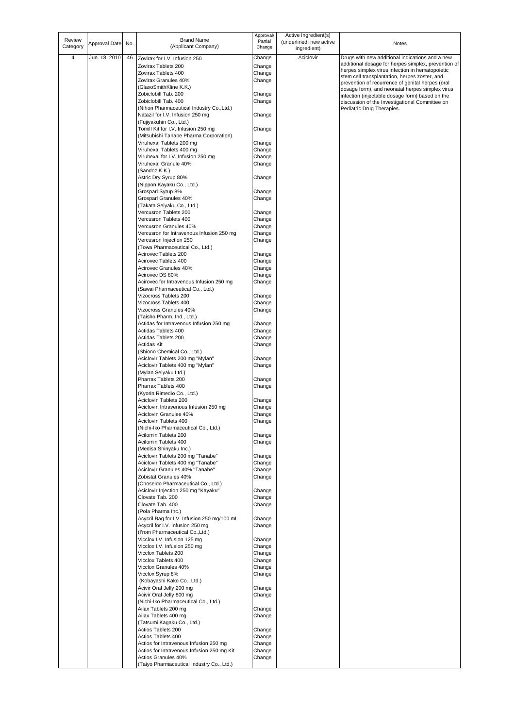| Review Category | Approval Date | No. | Brand Name (Applicant Company) | Approval/ Partial Change | Active Ingredient(s) (underlined: new active ingredient) | Notes |
|---|---|---|---|---|---|---|
| 4 | Jun. 18, 2010 | 46 | Zovirax for I.V. Infusion 250 | Change | Aciclovir | Drugs with new additional indications and a new additional dosage for herpes simplex, prevention of herpes simplex virus infection in hematopoietic stem cell transplantation, herpes zoster, and prevention of recurrence of genital herpes (oral dosage form), and neonatal herpes simplex virus infection (injectable dosage form) based on the discussion of the Investigational Committee on Pediatric Drug Therapies. |
| | | | Zovirax Tablets 200 | Change | | |
| | | | Zovirax Tablets 400 | Change | | |
| | | | Zovirax Granules 40% | Change | | |
| | | | (GlaxoSmithKline K.K.) | | | |
| | | | Zobiclobill Tab. 200 | Change | | |
| | | | Zobiclobill Tab. 400 | Change | | |
| | | | (Nihon Pharmaceutical Industry Co.,Ltd.) | | | |
| | | | Natazil for I.V. Infusion 250 mg | Change | | |
| | | | (Fujiyakuhin Co., Ltd.) | | | |
| | | | Tomill Kit for I.V. Infusion 250 mg | Change | | |
| | | | (Mitsubishi Tanabe Pharma Corporation) | | | |
| | | | Viruhexal Tablets 200 mg | Change | | |
| | | | Viruhexal Tablets 400 mg | Change | | |
| | | | Viruhexal for I.V. Infusion 250 mg | Change | | |
| | | | Viruhexal Granule 40% | Change | | |
| | | | (Sandoz K.K.) | | | |
| | | | Astric Dry Syrup 80% | Change | | |
| | | | (Nippon Kayaku Co., Ltd.) | | | |
| | | | Grosparl Syrup 8% | Change | | |
| | | | Grosparl Granules 40% | Change | | |
| | | | (Takata Seiyaku Co., Ltd.) | | | |
| | | | Vercusron Tablets 200 | Change | | |
| | | | Vercusron Tablets 400 | Change | | |
| | | | Vercusron Granules 40% | Change | | |
| | | | Vercusron for Intravenous Infusion 250 mg | Change | | |
| | | | Vercusron Injection 250 | Change | | |
| | | | (Towa Pharmaceutical Co., Ltd.) | | | |
| | | | Acirovec Tablets 200 | Change | | |
| | | | Acirovec Tablets 400 | Change | | |
| | | | Acirovec Granules 40% | Change | | |
| | | | Acirovec DS 80% | Change | | |
| | | | Acirovec for Intravenous Infusion 250 mg | Change | | |
| | | | (Sawai Pharmaceutical Co., Ltd.) | | | |
| | | | Vizocross Tablets 200 | Change | | |
| | | | Vizocross Tablets 400 | Change | | |
| | | | Vizocross Granules 40% | Change | | |
| | | | (Taisho Pharm. Ind., Ltd.) | | | |
| | | | Actidas for Intravenous Infusion 250 mg | Change | | |
| | | | Actidas Tablets 400 | Change | | |
| | | | Actidas Tablets 200 | Change | | |
| | | | Actidas Kit | Change | | |
| | | | (Shiono Chemical Co., Ltd.) | | | |
| | | | Aciclovir Tablets 200 mg "Mylan" | Change | | |
| | | | Aciclovir Tablets 400 mg "Mylan" | Change | | |
| | | | (Mylan Seiyaku Ltd.) | | | |
| | | | Pharrax Tablets 200 | Change | | |
| | | | Pharrax Tablets 400 | Change | | |
| | | | (Kyorin Rimedio Co., Ltd.) | | | |
| | | | Aciclovin Tablets 200 | Change | | |
| | | | Aciclovin Intravenous Infusion 250 mg | Change | | |
| | | | Aciclovin Granules 40% | Change | | |
| | | | Aciclovin Tablets 400 | Change | | |
| | | | (Nichi-Iko Pharmaceutical Co., Ltd.) | | | |
| | | | Acilomin Tablets 200 | Change | | |
| | | | Acilomin Tablets 400 | Change | | |
| | | | (Medisa Shinyaku Inc.) | | | |
| | | | Aciclovir Tablets 200 mg "Tanabe" | Change | | |
| | | | Aciclovir Tablets 400 mg "Tanabe" | Change | | |
| | | | Aciclovir Granules 40% "Tanabe" | Change | | |
| | | | Zobistat Granules 40% | Change | | |
| | | | (Choseido Pharmaceutical Co., Ltd.) | | | |
| | | | Aciclovir Injection 250 mg "Kayaku" | Change | | |
| | | | Clovate Tab. 200 | Change | | |
| | | | Clovate Tab. 400 | Change | | |
| | | | (Pola Pharma Inc.) | | | |
| | | | Acycril Bag for I.V. Infusion 250 mg/100 mL | Change | | |
| | | | Acycril for I.V. infusion 250 mg | Change | | |
| | | | (I'rom Pharmaceutical Co.,Ltd.) | | | |
| | | | Vicclox I.V. Infusion 125 mg | Change | | |
| | | | Vicclox I.V. Infusion 250 mg | Change | | |
| | | | Vicclox Tablets 200 | Change | | |
| | | | Vicclox Tablets 400 | Change | | |
| | | | Vicclox Granules 40% | Change | | |
| | | | Vicclox Syrup 8% | Change | | |
| | | | (Kobayashi Kako Co., Ltd.) | | | |
| | | | Acivir Oral Jelly 200 mg | Change | | |
| | | | Acivir Oral Jelly 800 mg | Change | | |
| | | | (Nichi-Iko Pharmaceutical Co., Ltd.) | | | |
| | | | Ailax Tablets 200 mg | Change | | |
| | | | Ailax Tablets 400 mg | Change | | |
| | | | (Tatsumi Kagaku Co., Ltd.) | | | |
| | | | Actios Tablets 200 | Change | | |
| | | | Actios Tablets 400 | Change | | |
| | | | Actios for Intravenous Infusion 250 mg | Change | | |
| | | | Actios for Intravenous Infusion 250 mg Kit | Change | | |
| | | | Actios Granules 40% | Change | | |
| | | | (Taiyo Pharmaceutical Industry Co., Ltd.) | | | |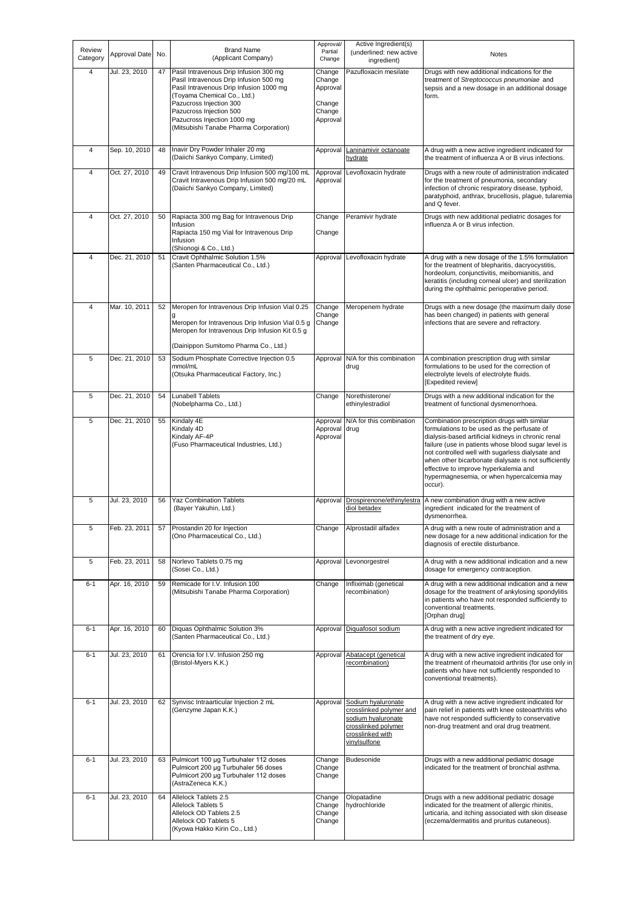| Review Category | Approval Date | No. | Brand Name (Applicant Company) | Approval/ Partial Change | Active Ingredient(s) (underlined: new active ingredient) | Notes |
|---|---|---|---|---|---|---|
| 4 | Jul. 23, 2010 | 47 | Pasil Intravenous Drip Infusion 300 mg<br>Pasil Intravenous Drip Infusion 500 mg<br>Pasil Intravenous Drip Infusion 1000 mg<br>(Toyama Chemical Co., Ltd.)<br>Pazucross Injection 300<br>Pazucross Injection 500<br>Pazucross Injection 1000 mg<br>(Mitsubishi Tanabe Pharma Corporation) | Change<br>Change<br>Approval<br><br>Change<br>Change<br>Approval | Pazufloxacin mesilate | Drugs with new additional indications for the treatment of *Streptococcus pneumoniae* and sepsis and a new dosage in an additional dosage form. |
| 4 | Sep. 10, 2010 | 48 | Inavir Dry Powder Inhaler 20 mg<br>(Daiichi Sankyo Company, Limited) | Approval | Laninamivir octanoate hydrate | A drug with a new active ingredient indicated for the treatment of influenza A or B virus infections. |
| 4 | Oct. 27, 2010 | 49 | Cravit Intravenous Drip Infusion 500 mg/100 mL<br>Cravit Intravenous Drip Infusion 500 mg/20 mL<br>(Daiichi Sankyo Company, Limited) | Approval<br>Approval | Levofloxacin hydrate | Drugs with a new route of administration indicated for the treatment of pneumonia, secondary infection of chronic respiratory disease, typhoid, paratyphoid, anthrax, brucellosis, plague, tularemia and Q fever. |
| 4 | Oct. 27, 2010 | 50 | Rapiacta 300 mg Bag for Intravenous Drip Infusion<br>Rapiacta 150 mg Vial for Intravenous Drip Infusion<br>(Shionogi & Co., Ltd.) | Change<br><br>Change | Peramivir hydrate | Drugs with new additional pediatric dosages for influenza A or B virus infection. |
| 4 | Dec. 21, 2010 | 51 | Cravit Ophthalmic Solution 1.5%<br>(Santen Pharmaceutical Co., Ltd.) | Approval | Levofloxacin hydrate | A drug with a new dosage of the 1.5% formulation for the treatment of blepharitis, dacryocystitis, hordeolum, conjunctivitis, meibomianitis, and keratitis (including corneal ulcer) and sterilization during the ophthalmic perioperative period. |
| 4 | Mar. 10, 2011 | 52 | Meropen for Intravenous Drip Infusion Vial 0.25 g<br>Meropen for Intravenous Drip Infusion Vial 0.5 g<br>Meropen for Intravenous Drip Infusion Kit 0.5 g<br>(Dainippon Sumitomo Pharma Co., Ltd.) | Change<br>Change<br>Change | Meropenem hydrate | Drugs with a new dosage (the maximum daily dose has been changed) in patients with general infections that are severe and refractory. |
| 5 | Dec. 21, 2010 | 53 | Sodium Phosphate Corrective Injection 0.5 mmol/mL<br>(Otsuka Pharmaceutical Factory, Inc.) | Approval | N/A for this combination drug | A combination prescription drug with similar formulations to be used for the correction of electrolyte levels of electrolyte fluids.<br>[Expedited review] |
| 5 | Dec. 21, 2010 | 54 | Lunabell Tablets<br>(Nobelpharma Co., Ltd.) | Change | Norethisterone/ ethinylestradiol | Drugs with a new additional indication for the treatment of functional dysmenorrhoea. |
| 5 | Dec. 21, 2010 | 55 | Kindaly 4E<br>Kindaly 4D<br>Kindaly AF-4P<br>(Fuso Pharmaceutical Industries, Ltd.) | Approval<br>Approval<br>Approval | N/A for this combination drug | Combination prescription drugs with similar formulations to be used as the perfusate of dialysis-based artificial kidneys in chronic renal failure (use in patients whose blood sugar level is not controlled well with sugarless dialysate and when other bicarbonate dialysate is not sufficiently effective to improve hyperkalemia and hypermagnesemia, or when hypercalcemia may occur). |
| 5 | Jul. 23, 2010 | 56 | Yaz Combination Tablets<br>(Bayer Yakuhin, Ltd.) | Approval | Drospirenone/ethinylestradiol betadex | A new combination drug with a new active ingredient indicated for the treatment of dysmenorrhea. |
| 5 | Feb. 23, 2011 | 57 | Prostandin 20 for Injection<br>(Ono Pharmaceutical Co., Ltd.) | Change | Alprostadil alfadex | A drug with a new route of administration and a new dosage for a new additional indication for the diagnosis of erectile disturbance. |
| 5 | Feb. 23, 2011 | 58 | Norlevo Tablets 0.75 mg<br>(Sosei Co., Ltd.) | Approval | Levonorgestrel | A drug with a new additional indication and a new dosage for emergency contraception. |
| 6-1 | Apr. 16, 2010 | 59 | Remicade for I.V. Infusion 100<br>(Mitsubishi Tanabe Pharma Corporation) | Change | Infliximab (genetical recombination) | A drug with a new additional indication and a new dosage for the treatment of ankylosing spondylitis in patients who have not responded sufficiently to conventional treatments.<br>[Orphan drug] |
| 6-1 | Apr. 16, 2010 | 60 | Diquas Ophthalmic Solution 3%<br>(Santen Pharmaceutical Co., Ltd.) | Approval | Diquafosol sodium | A drug with a new active ingredient indicated for the treatment of dry eye. |
| 6-1 | Jul. 23, 2010 | 61 | Orencia for I.V. Infusion 250 mg<br>(Bristol-Myers K.K.) | Approval | Abatacept (genetical recombination) | A drug with a new active ingredient indicated for the treatment of rheumatoid arthritis (for use only in patients who have not sufficiently responded to conventional treatments). |
| 6-1 | Jul. 23, 2010 | 62 | Synvisc Intraarticular Injection 2 mL<br>(Genzyme Japan K.K.) | Approval | Sodium hyaluronate crosslinked polymer and sodium hyaluronate crosslinked polymer crosslinked with vinylsulfone | A drug with a new active ingredient indicated for pain relief in patients with knee osteoarthritis who have not responded sufficiently to conservative non-drug treatment and oral drug treatment. |
| 6-1 | Jul. 23, 2010 | 63 | Pulmicort 100 μg Turbuhaler 112 doses<br>Pulmicort 200 μg Turbuhaler 56 doses<br>Pulmicort 200 μg Turbuhaler 112 doses<br>(AstraZeneca K.K.) | Change<br>Change<br>Change | Budesonide | Drugs with a new additional pediatric dosage indicated for the treatment of bronchial asthma. |
| 6-1 | Jul. 23, 2010 | 64 | Allelock Tablets 2.5<br>Allelock Tablets 5<br>Allelock OD Tablets 2.5<br>Allelock OD Tablets 5<br>(Kyowa Hakko Kirin Co., Ltd.) | Change<br>Change<br>Change<br>Change | Olopatadine hydrochloride | Drugs with a new additional pediatric dosage indicated for the treatment of allergic rhinitis, urticaria, and itching associated with skin disease (eczema/dermatitis and pruritus cutaneous). |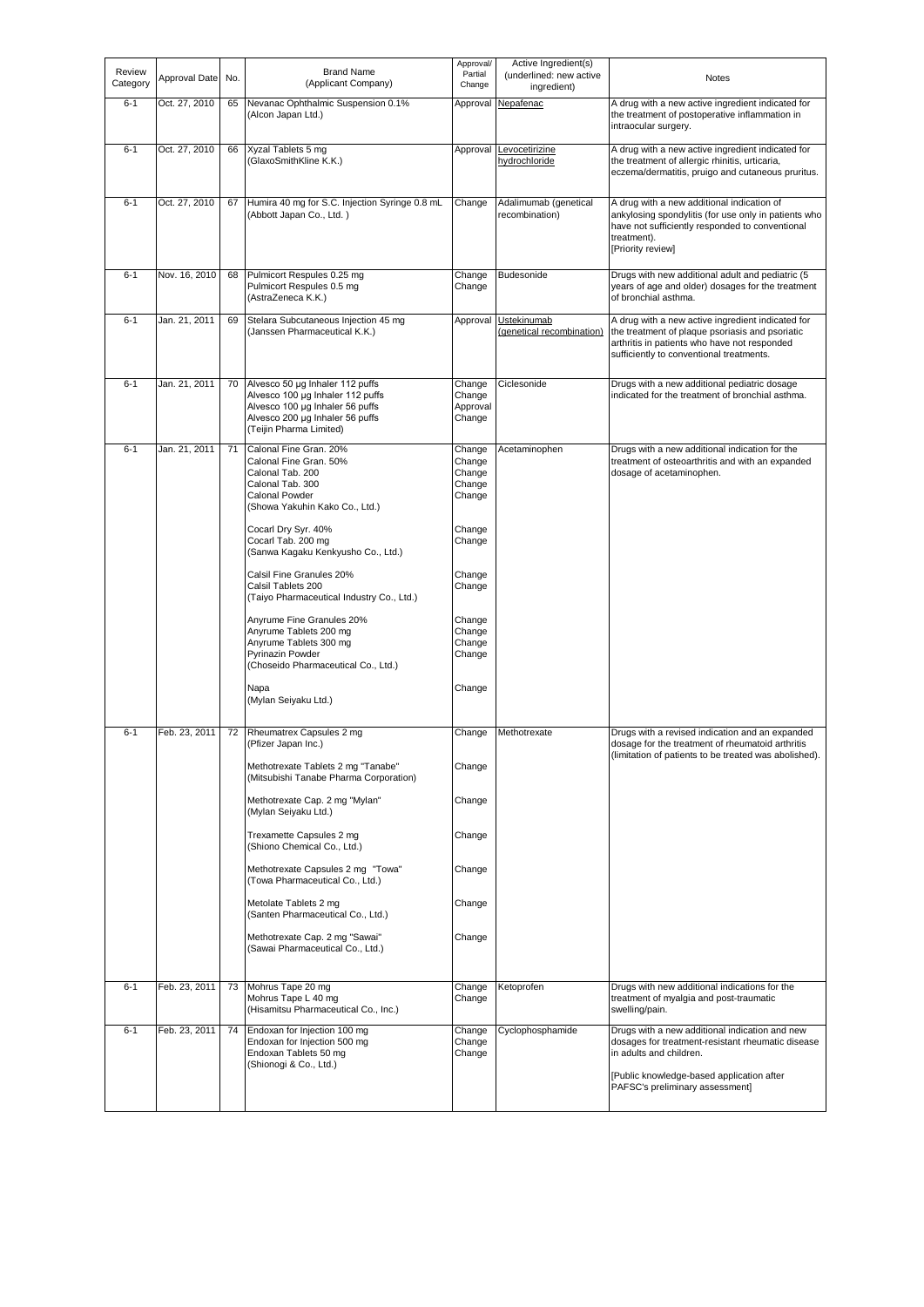| Review Category | Approval Date | No. | Brand Name (Applicant Company) | Approval/ Partial Change | Active Ingredient(s) (underlined: new active ingredient) | Notes |
|---|---|---|---|---|---|---|
| 6-1 | Oct. 27, 2010 | 65 | Nevanac Ophthalmic Suspension 0.1% (Alcon Japan Ltd.) | Approval | Nepafenac | A drug with a new active ingredient indicated for the treatment of postoperative inflammation in intraocular surgery. |
| 6-1 | Oct. 27, 2010 | 66 | Xyzal Tablets 5 mg (GlaxoSmithKline K.K.) | Approval | Levocetirizine hydrochloride | A drug with a new active ingredient indicated for the treatment of allergic rhinitis, urticaria, eczema/dermatitis, pruigo and cutaneous pruritus. |
| 6-1 | Oct. 27, 2010 | 67 | Humira 40 mg for S.C. Injection Syringe 0.8 mL (Abbott Japan Co., Ltd. ) | Change | Adalimumab (genetical recombination) | A drug with a new additional indication of ankylosing spondylitis (for use only in patients who have not sufficiently responded to conventional treatment). [Priority review] |
| 6-1 | Nov. 16, 2010 | 68 | Pulmicort Respules 0.25 mg<br>Pulmicort Respules 0.5 mg<br>(AstraZeneca K.K.) | Change<br>Change | Budesonide | Drugs with new additional adult and pediatric (5 years of age and older) dosages for the treatment of bronchial asthma. |
| 6-1 | Jan. 21, 2011 | 69 | Stelara Subcutaneous Injection 45 mg (Janssen Pharmaceutical K.K.) | Approval | Ustekinumab (genetical recombination) | A drug with a new active ingredient indicated for the treatment of plaque psoriasis and psoriatic arthritis in patients who have not responded sufficiently to conventional treatments. |
| 6-1 | Jan. 21, 2011 | 70 | Alvesco 50 µg Inhaler 112 puffs<br>Alvesco 100 µg Inhaler 112 puffs<br>Alvesco 100 µg Inhaler 56 puffs<br>Alvesco 200 µg Inhaler 56 puffs<br>(Teijin Pharma Limited) | Change<br>Change<br>Approval<br>Change | Ciclesonide | Drugs with a new additional pediatric dosage indicated for the treatment of bronchial asthma. |
| 6-1 | Jan. 21, 2011 | 71 | Calonal Fine Gran. 20%<br>Calonal Fine Gran. 50%<br>Calonal Tab. 200<br>Calonal Tab. 300<br>Calonal Powder<br>(Showa Yakuhin Kako Co., Ltd.)<br><br>Cocarl Dry Syr. 40%<br>Cocarl Tab. 200 mg<br>(Sanwa Kagaku Kenkyusho Co., Ltd.)<br><br>Calsil Fine Granules 20%<br>Calsil Tablets 200<br>(Taiyo Pharmaceutical Industry Co., Ltd.)<br><br>Anyrume Fine Granules 20%<br>Anyrume Tablets 200 mg<br>Anyrume Tablets 300 mg<br>Pyrinazin Powder<br>(Choseido Pharmaceutical Co., Ltd.)<br><br>Napa<br>(Mylan Seiyaku Ltd.) | Change<br>Change<br>Change<br>Change<br>Change<br><br><br>Change<br>Change<br><br><br>Change<br>Change<br><br><br>Change<br>Change<br>Change<br>Change<br><br><br>Change | Acetaminophen | Drugs with a new additional indication for the treatment of osteoarthritis and with an expanded dosage of acetaminophen. |
| 6-1 | Feb. 23, 2011 | 72 | Rheumatrex Capsules 2 mg<br>(Pfizer Japan Inc.)<br><br>Methotrexate Tablets 2 mg "Tanabe"<br>(Mitsubishi Tanabe Pharma Corporation)<br><br>Methotrexate Cap. 2 mg "Mylan"<br>(Mylan Seiyaku Ltd.)<br><br>Trexamette Capsules 2 mg<br>(Shiono Chemical Co., Ltd.)<br><br>Methotrexate Capsules 2 mg "Towa"<br>(Towa Pharmaceutical Co., Ltd.)<br><br>Metolate Tablets 2 mg<br>(Santen Pharmaceutical Co., Ltd.)<br><br>Methotrexate Cap. 2 mg "Sawai"<br>(Sawai Pharmaceutical Co., Ltd.) | Change<br><br><br>Change<br><br><br>Change<br><br><br>Change<br><br><br>Change<br><br><br>Change<br><br><br>Change | Methotrexate | Drugs with a revised indication and an expanded dosage for the treatment of rheumatoid arthritis (limitation of patients to be treated was abolished). |
| 6-1 | Feb. 23, 2011 | 73 | Mohrus Tape 20 mg<br>Mohrus Tape L 40 mg<br>(Hisamitsu Pharmaceutical Co., Inc.) | Change<br>Change | Ketoprofen | Drugs with new additional indications for the treatment of myalgia and post-traumatic swelling/pain. |
| 6-1 | Feb. 23, 2011 | 74 | Endoxan for Injection 100 mg<br>Endoxan for Injection 500 mg<br>Endoxan Tablets 50 mg<br>(Shionogi & Co., Ltd.) | Change<br>Change<br>Change | Cyclophosphamide | Drugs with a new additional indication and new dosages for treatment-resistant rheumatic disease in adults and children.<br><br>[Public knowledge-based application after PAFSC's preliminary assessment] |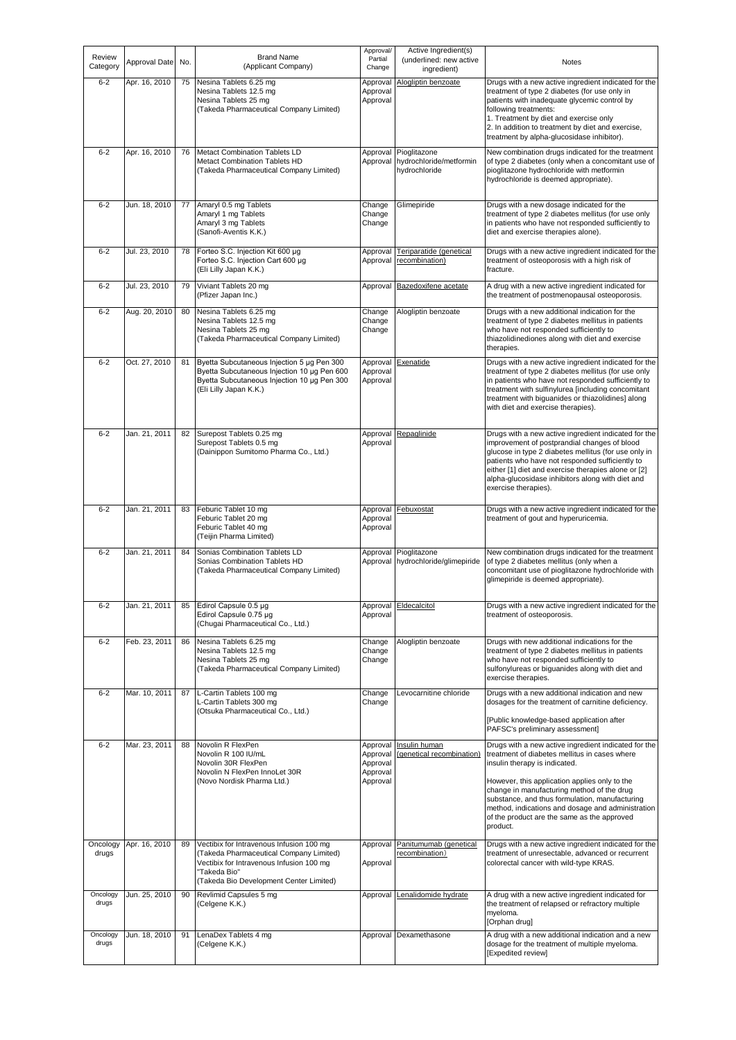| Review Category | Approval Date | No. | Brand Name (Applicant Company) | Approval/ Partial Change | Active Ingredient(s) (underlined: new active ingredient) | Notes |
|---|---|---|---|---|---|---|
| 6-2 | Apr. 16, 2010 | 75 | Nesina Tablets 6.25 mg<br>Nesina Tablets 12.5 mg<br>Nesina Tablets 25 mg<br>(Takeda Pharmaceutical Company Limited) | Approval<br>Approval<br>Approval | Alogliptin benzoate | Drugs with a new active ingredient indicated for the treatment of type 2 diabetes (for use only in patients with inadequate glycemic control by following treatments:<br>1. Treatment by diet and exercise only<br>2. In addition to treatment by diet and exercise, treatment by alpha-glucosidase inhibitor). |
| 6-2 | Apr. 16, 2010 | 76 | Metact Combination Tablets LD<br>Metact Combination Tablets HD<br>(Takeda Pharmaceutical Company Limited) | Approval<br>Approval | Pioglitazone hydrochloride/metformin hydrochloride | New combination drugs indicated for the treatment of type 2 diabetes (only when a concomitant use of pioglitazone hydrochloride with metformin hydrochloride is deemed appropriate). |
| 6-2 | Jun. 18, 2010 | 77 | Amaryl 0.5 mg Tablets<br>Amaryl 1 mg Tablets<br>Amaryl 3 mg Tablets<br>(Sanofi-Aventis K.K.) | Change<br>Change<br>Change | Glimepiride | Drugs with a new dosage indicated for the treatment of type 2 diabetes mellitus (for use only in patients who have not responded sufficiently to diet and exercise therapies alone). |
| 6-2 | Jul. 23, 2010 | 78 | Forteo S.C. Injection Kit 600 µg<br>Forteo S.C. Injection Cart 600 µg<br>(Eli Lilly Japan K.K.) | Approval<br>Approval | Teriparatide (genetical recombination) | Drugs with a new active ingredient indicated for the treatment of osteoporosis with a high risk of fracture. |
| 6-2 | Jul. 23, 2010 | 79 | Viviant Tablets 20 mg<br>(Pfizer Japan Inc.) | Approval | Bazedoxifene acetate | A drug with a new active ingredient indicated for the treatment of postmenopausal osteoporosis. |
| 6-2 | Aug. 20, 2010 | 80 | Nesina Tablets 6.25 mg<br>Nesina Tablets 12.5 mg<br>Nesina Tablets 25 mg<br>(Takeda Pharmaceutical Company Limited) | Change<br>Change<br>Change | Alogliptin benzoate | Drugs with a new additional indication for the treatment of type 2 diabetes mellitus in patients who have not responded sufficiently to thiazolidinediones along with diet and exercise therapies. |
| 6-2 | Oct. 27, 2010 | 81 | Byetta Subcutaneous Injection 5 µg Pen 300<br>Byetta Subcutaneous Injection 10 µg Pen 600<br>Byetta Subcutaneous Injection 10 µg Pen 300<br>(Eli Lilly Japan K.K.) | Approval<br>Approval<br>Approval | Exenatide | Drugs with a new active ingredient indicated for the treatment of type 2 diabetes mellitus (for use only in patients who have not responded sufficiently to treatment with sulfinylurea [including concomitant treatment with biguanides or thiazolidines] along with diet and exercise therapies). |
| 6-2 | Jan. 21, 2011 | 82 | Surepost Tablets 0.25 mg<br>Surepost Tablets 0.5 mg<br>(Dainippon Sumitomo Pharma Co., Ltd.) | Approval<br>Approval | Repaglinide | Drugs with a new active ingredient indicated for the improvement of postprandial changes of blood glucose in type 2 diabetes mellitus (for use only in patients who have not responded sufficiently to either [1] diet and exercise therapies alone or [2] alpha-glucosidase inhibitors along with diet and exercise therapies). |
| 6-2 | Jan. 21, 2011 | 83 | Feburic Tablet 10 mg<br>Feburic Tablet 20 mg<br>Feburic Tablet 40 mg<br>(Teijin Pharma Limited) | Approval<br>Approval<br>Approval | Febuxostat | Drugs with a new active ingredient indicated for the treatment of gout and hyperuricemia. |
| 6-2 | Jan. 21, 2011 | 84 | Sonias Combination Tablets LD<br>Sonias Combination Tablets HD<br>(Takeda Pharmaceutical Company Limited) | Approval<br>Approval | Pioglitazone hydrochloride/glimepiride | New combination drugs indicated for the treatment of type 2 diabetes mellitus (only when a concomitant use of pioglitazone hydrochloride with glimepiride is deemed appropriate). |
| 6-2 | Jan. 21, 2011 | 85 | Edirol Capsule 0.5 µg<br>Edirol Capsule 0.75 µg<br>(Chugai Pharmaceutical Co., Ltd.) | Approval<br>Approval | Eldecalcitol | Drugs with a new active ingredient indicated for the treatment of osteoporosis. |
| 6-2 | Feb. 23, 2011 | 86 | Nesina Tablets 6.25 mg<br>Nesina Tablets 12.5 mg<br>Nesina Tablets 25 mg<br>(Takeda Pharmaceutical Company Limited) | Change<br>Change<br>Change | Alogliptin benzoate | Drugs with new additional indications for the treatment of type 2 diabetes mellitus in patients who have not responded sufficiently to sulfonylureas or biguanides along with diet and exercise therapies. |
| 6-2 | Mar. 10, 2011 | 87 | L-Cartin Tablets 100 mg<br>L-Cartin Tablets 300 mg<br>(Otsuka Pharmaceutical Co., Ltd.) | Change<br>Change | Levocarnitine chloride | Drugs with a new additional indication and new dosages for the treatment of carnitine deficiency.<br><br>[Public knowledge-based application after PAFSC's preliminary assessment] |
| 6-2 | Mar. 23, 2011 | 88 | Novolin R FlexPen<br>Novolin R 100 IU/mL<br>Novolin 30R FlexPen<br>Novolin N FlexPen InnoLet 30R<br>(Novo Nordisk Pharma Ltd.) | Approval<br>Approval<br>Approval<br>Approval<br>Approval | Insulin human (genetical recombination) | Drugs with a new active ingredient indicated for the treatment of diabetes mellitus in cases where insulin therapy is indicated.<br><br>However, this application applies only to the change in manufacturing method of the drug substance, and thus formulation, manufacturing method, indications and dosage and administration of the product are the same as the approved product. |
| Oncology drugs | Apr. 16, 2010 | 89 | Vectibix for Intravenous Infusion 100 mg<br>(Takeda Pharmaceutical Company Limited)<br>Vectibix for Intravenous Infusion 100 mg "Takeda Bio"<br>(Takeda Bio Development Center Limited) | Approval<br><br>Approval | Panitumumab (genetical recombination) | Drugs with a new active ingredient indicated for the treatment of unresectable, advanced or recurrent colorectal cancer with wild-type KRAS. |
| Oncology drugs | Jun. 25, 2010 | 90 | Revlimid Capsules 5 mg<br>(Celgene K.K.) | Approval | Lenalidomide hydrate | A drug with a new active ingredient indicated for the treatment of relapsed or refractory multiple myeloma.<br>[Orphan drug] |
| Oncology drugs | Jun. 18, 2010 | 91 | LenaDex Tablets 4 mg<br>(Celgene K.K.) | Approval | Dexamethasone | A drug with a new additional indication and a new dosage for the treatment of multiple myeloma.<br>[Expedited review] |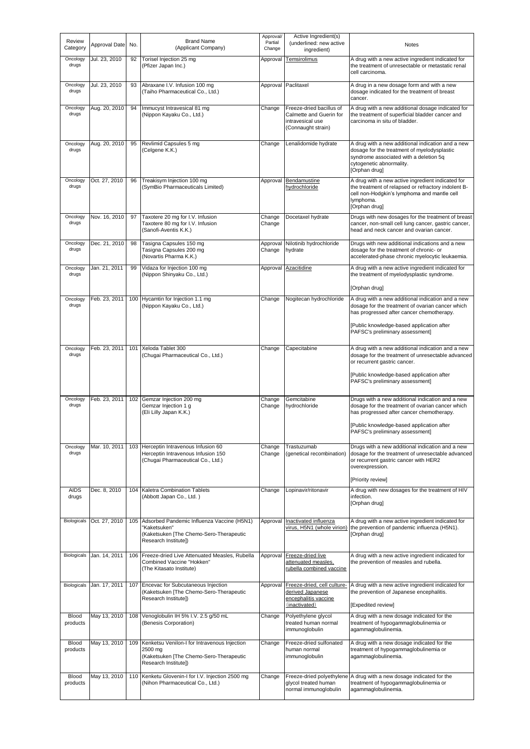| Review Category | Approval Date | No. | Brand Name (Applicant Company) | Approval/ Partial Change | Active Ingredient(s) (underlined: new active ingredient) | Notes |
| --- | --- | --- | --- | --- | --- | --- |
| Oncology drugs | Jul. 23, 2010 | 92 | Torisel Injection 25 mg (Pfizer Japan Inc.) | Approval | Temsirolimus | A drug with a new active ingredient indicated for the treatment of unresectable or metastatic renal cell carcinoma. |
| Oncology drugs | Jul. 23, 2010 | 93 | Abraxane I.V. Infusion 100 mg (Taiho Pharmaceutical Co., Ltd.) | Approval | Paclitaxel | A drug in a new dosage form and with a new dosage indicated for the treatment of breast cancer. |
| Oncology drugs | Aug. 20, 2010 | 94 | Immucyst Intravesical 81 mg (Nippon Kayaku Co., Ltd.) | Change | Freeze-dried bacillus of Calmette and Guerin for intravesical use (Connaught strain) | A drug with a new additional dosage indicated for the treatment of superficial bladder cancer and carcinoma in situ of bladder. |
| Oncology drugs | Aug. 20, 2010 | 95 | Revlimid Capsules 5 mg (Celgene K.K.) | Change | Lenalidomide hydrate | A drug with a new additional indication and a new dosage for the treatment of myelodysplastic syndrome associated with a deletion 5q cytogenetic abnormality. [Orphan drug] |
| Oncology drugs | Oct. 27, 2010 | 96 | Treakisym Injection 100 mg (SymBio Pharmaceuticals Limited) | Approval | Bendamustine hydrochloride | A drug with a new active ingredient indicated for the treatment of relapsed or refractory indolent B-cell non-Hodgkin's lymphoma and mantle cell lymphoma. [Orphan drug] |
| Oncology drugs | Nov. 16, 2010 | 97 | Taxotere 20 mg for I.V. Infusion<br>Taxotere 80 mg for I.V. Infusion<br>(Sanofi-Aventis K.K.) | Change<br>Change | Docetaxel hydrate | Drugs with new dosages for the treatment of breast cancer, non-small cell lung cancer, gastric cancer, head and neck cancer and ovarian cancer. |
| Oncology drugs | Dec. 21, 2010 | 98 | Tasigna Capsules 150 mg<br>Tasigna Capsules 200 mg<br>(Novartis Pharma K.K.) | Approval<br>Change | Nilotinib hydrochloride hydrate | Drugs with new additional indications and a new dosage for the treatment of chronic- or accelerated-phase chronic myelocytic leukaemia. |
| Oncology drugs | Jan. 21, 2011 | 99 | Vidaza for Injection 100 mg (Nippon Shinyaku Co., Ltd.) | Approval | Azacitidine | A drug with a new active ingredient indicated for the treatment of myelodysplastic syndrome.<br><br>[Orphan drug] |
| Oncology drugs | Feb. 23, 2011 | 100 | Hycamtin for Injection 1.1 mg (Nippon Kayaku Co., Ltd.) | Change | Nogitecan hydrochloride | A drug with a new additional indication and a new dosage for the treatment of ovarian cancer which has progressed after cancer chemotherapy.<br><br>[Public knowledge-based application after PAFSC's preliminary assessment] |
| Oncology drugs | Feb. 23, 2011 | 101 | Xeloda Tablet 300 (Chugai Pharmaceutical Co., Ltd.) | Change | Capecitabine | A drug with a new additional indication and a new dosage for the treatment of unresectable advanced or recurrent gastric cancer.<br><br>[Public knowledge-based application after PAFSC's preliminary assessment] |
| Oncology drugs | Feb. 23, 2011 | 102 | Gemzar Injection 200 mg<br>Gemzar Injection 1 g<br>(Eli Lilly Japan K.K.) | Change<br>Change | Gemcitabine hydrochloride | Drugs with a new additional indication and a new dosage for the treatment of ovarian cancer which has progressed after cancer chemotherapy.<br><br>[Public knowledge-based application after PAFSC's preliminary assessment] |
| Oncology drugs | Mar. 10, 2011 | 103 | Herceptin Intravenous Infusion 60<br>Herceptin Intravenous Infusion 150<br>(Chugai Pharmaceutical Co., Ltd.) | Change<br>Change | Trastuzumab (genetical recombination) | Drugs with a new additional indication and a new dosage for the treatment of unresectable advanced or recurrent gastric cancer with HER2 overexpression.<br><br>[Priority review] |
| AIDS drugs | Dec. 8, 2010 | 104 | Kaletra Combination Tablets (Abbott Japan Co., Ltd. ) | Change | Lopinavir/ritonavir | A drug with new dosages for the treatment of HIV infection. [Orphan drug] |
| Biologicals | Oct. 27, 2010 | 105 | Adsorbed Pandemic Influenza Vaccine (H5N1) "Kaketsuken" (Kaketsuken [The Chemo-Sero-Therapeutic Research Institute]) | Approval | Inactivated influenza virus, H5N1 (whole virion) | A drug with a new active ingredient indicated for the prevention of pandemic influenza (H5N1). [Orphan drug] |
| Biologicals | Jan. 14, 2011 | 106 | Freeze-dried Live Attenuated Measles, Rubella Combined Vaccine "Hokken" (The Kitasato Institute) | Approval | Freeze-dried live attenuated measles, rubella combined vaccine | A drug with a new active ingredient indicated for the prevention of measles and rubella. |
| Biologicals | Jan. 17, 2011 | 107 | Encevac for Subcutaneous Injection (Kaketsuken [The Chemo-Sero-Therapeutic Research Institute]) | Approval | Freeze-dried, cell culture-derived Japanese encephalitis vaccine (inactivated) | A drug with a new active ingredient indicated for the prevention of Japanese encephalitis.<br><br>[Expedited review] |
| Blood products | May 13, 2010 | 108 | Venoglobulin IH 5% I.V. 2.5 g/50 mL (Benesis Corporation) | Change | Polyethylene glycol treated human normal immunoglobulin | A drug with a new dosage indicated for the treatment of hypogammaglobulinemia or agammaglobulinemia. |
| Blood products | May 13, 2010 | 109 | Kenketsu Venilon-I for Intravenous Injection 2500 mg (Kaketsuken [The Chemo-Sero-Therapeutic Research Institute]) | Change | Freeze-dried sulfonated human normal immunoglobulin | A drug with a new dosage indicated for the treatment of hypogammaglobulinemia or agammaglobulinemia. |
| Blood products | May 13, 2010 | 110 | Kenketu Glovenin-I for I.V. Injection 2500 mg (Nihon Pharmaceutical Co., Ltd.) | Change | Freeze-dried polyethylene glycol treated human normal immunoglobulin | A drug with a new dosage indicated for the treatment of hypogammaglobulinemia or agammaglobulinemia. |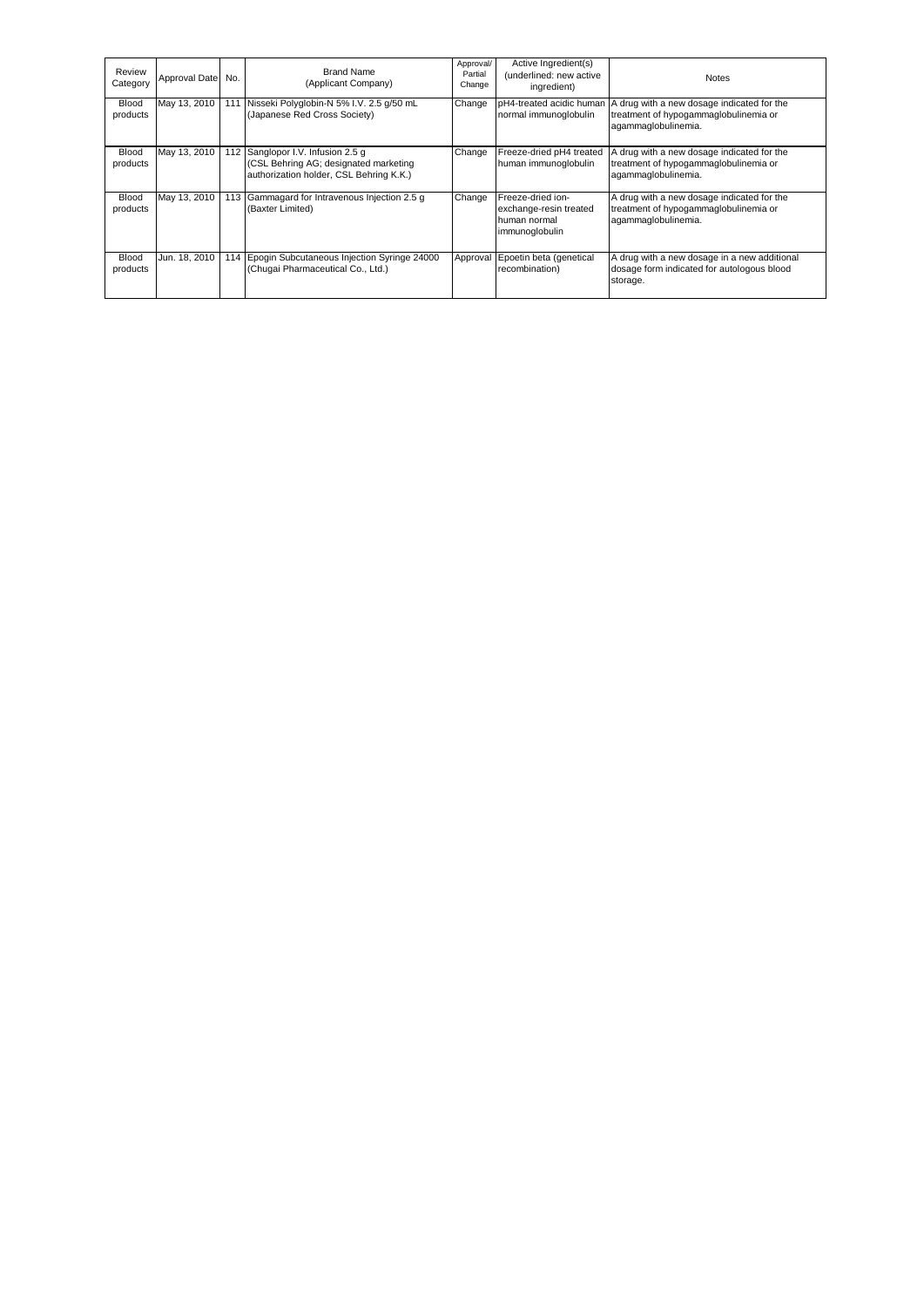| Review Category | Approval Date | No. | Brand Name (Applicant Company) | Approval/ Partial Change | Active Ingredient(s) (underlined: new active ingredient) | Notes |
|---|---|---|---|---|---|---|
| Blood products | May 13, 2010 | 111 | Nisseki Polyglobin-N 5% I.V. 2.5 g/50 mL (Japanese Red Cross Society) | Change | pH4-treated acidic human normal immunoglobulin | A drug with a new dosage indicated for the treatment of hypogammaglobulinemia or agammaglobulinemia. |
| Blood products | May 13, 2010 | 112 | Sanglopor I.V. Infusion 2.5 g (CSL Behring AG; designated marketing authorization holder, CSL Behring K.K.) | Change | Freeze-dried pH4 treated human immunoglobulin | A drug with a new dosage indicated for the treatment of hypogammaglobulinemia or agammaglobulinemia. |
| Blood products | May 13, 2010 | 113 | Gammagard for Intravenous Injection 2.5 g (Baxter Limited) | Change | Freeze-dried ion-exchange-resin treated human normal immunoglobulin | A drug with a new dosage indicated for the treatment of hypogammaglobulinemia or agammaglobulinemia. |
| Blood products | Jun. 18, 2010 | 114 | Epogin Subcutaneous Injection Syringe 24000 (Chugai Pharmaceutical Co., Ltd.) | Approval | Epoetin beta (genetical recombination) | A drug with a new dosage in a new additional dosage form indicated for autologous blood storage. |